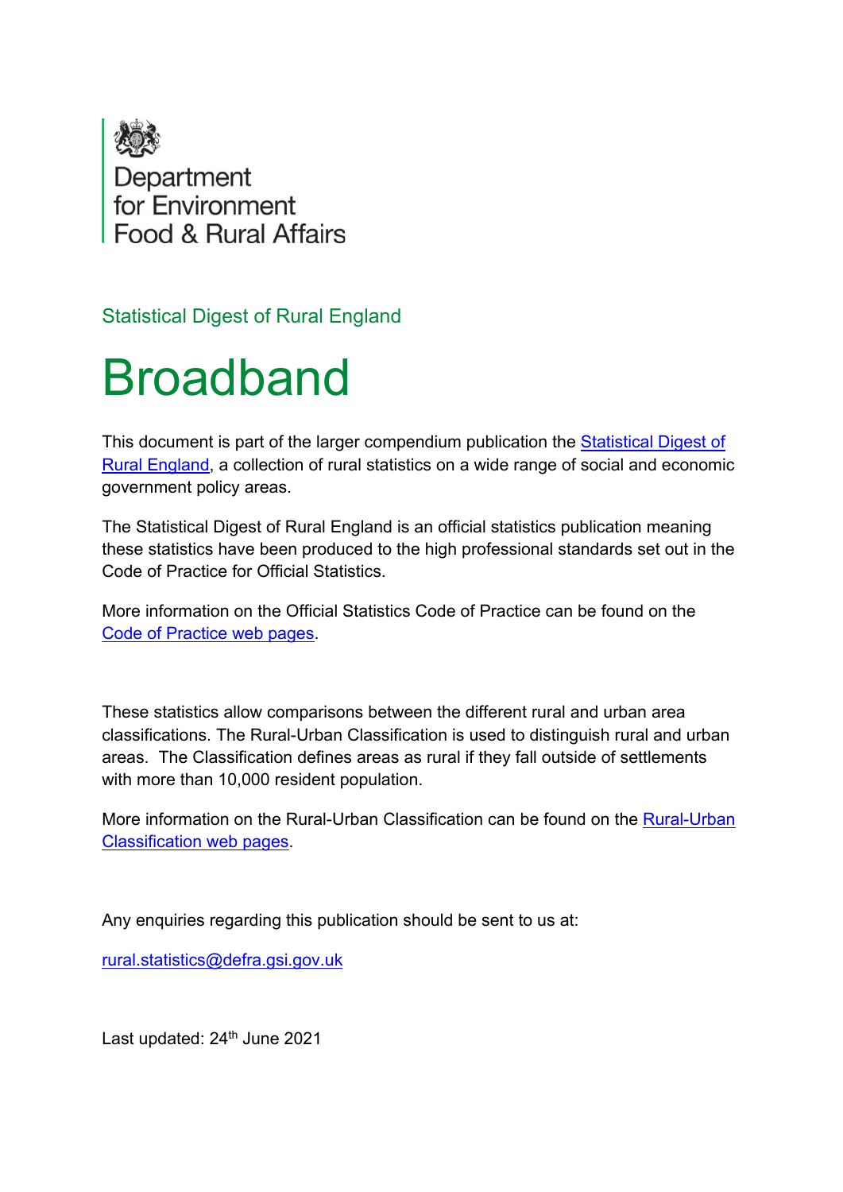Department for Environment Food & Rural Affairs

Statistical Digest of Rural England

# Broadband

This document is part of the larger compendium publication the [Statistical Digest of Rural England](), a collection of rural statistics on a wide range of social and economic government policy areas.

The Statistical Digest of Rural England is an official statistics publication meaning these statistics have been produced to the high professional standards set out in the Code of Practice for Official Statistics.

More information on the Official Statistics Code of Practice can be found on the [Code of Practice web pages]().

These statistics allow comparisons between the different rural and urban area classifications. The Rural-Urban Classification is used to distinguish rural and urban areas. The Classification defines areas as rural if they fall outside of settlements with more than 10,000 resident population.

More information on the Rural-Urban Classification can be found on the [Rural-Urban Classification web pages]().

Any enquiries regarding this publication should be sent to us at:

rural.statistics@defra.gsi.gov.uk

Last updated: 24th June 2021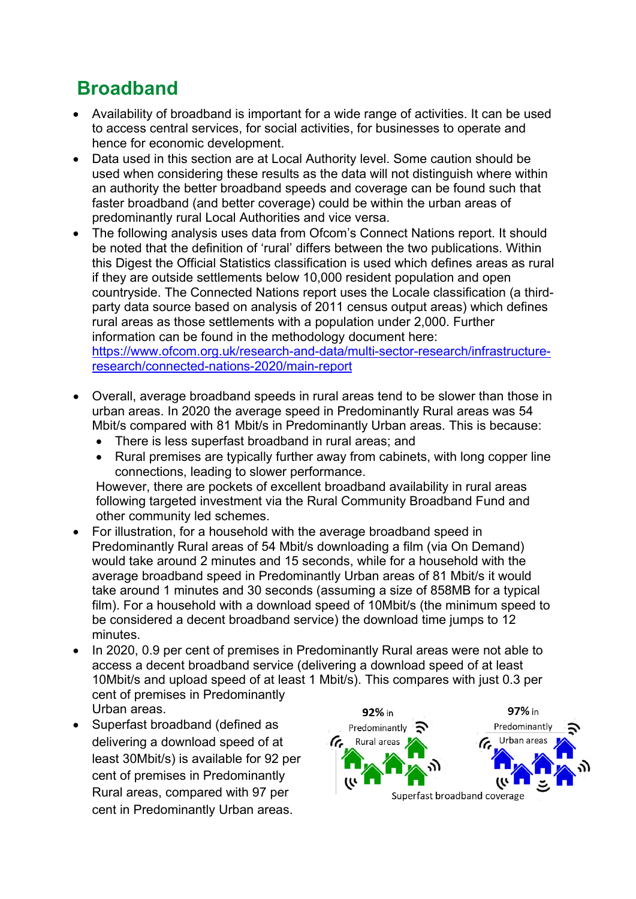## Broadband

- Availability of broadband is important for a wide range of activities. It can be used to access central services, for social activities, for businesses to operate and hence for economic development.
- Data used in this section are at Local Authority level. Some caution should be used when considering these results as the data will not distinguish where within an authority the better broadband speeds and coverage can be found such that faster broadband (and better coverage) could be within the urban areas of predominantly rural Local Authorities and vice versa.
- The following analysis uses data from Ofcom's Connect Nations report. It should be noted that the definition of 'rural' differs between the two publications. Within this Digest the Official Statistics classification is used which defines areas as rural if they are outside settlements below 10,000 resident population and open countryside. The Connected Nations report uses the Locale classification (a third-party data source based on analysis of 2011 census output areas) which defines rural areas as those settlements with a population under 2,000. Further information can be found in the methodology document here: [https://www.ofcom.org.uk/research-and-data/multi-sector-research/infrastructure-research/connected-nations-2020/main-report](https://www.ofcom.org.uk/research-and-data/multi-sector-research/infrastructure-research/connected-nations-2020/main-report)

- Overall, average broadband speeds in rural areas tend to be slower than those in urban areas. In 2020 the average speed in Predominantly Rural areas was 54 Mbit/s compared with 81 Mbit/s in Predominantly Urban areas. This is because:
  - There is less superfast broadband in rural areas; and
  - Rural premises are typically further away from cabinets, with long copper line connections, leading to slower performance.

  However, there are pockets of excellent broadband availability in rural areas following targeted investment via the Rural Community Broadband Fund and other community led schemes.
- For illustration, for a household with the average broadband speed in Predominantly Rural areas of 54 Mbit/s downloading a film (via On Demand) would take around 2 minutes and 15 seconds, while for a household with the average broadband speed in Predominantly Urban areas of 81 Mbit/s it would take around 1 minutes and 30 seconds (assuming a size of 858MB for a typical film). For a household with a download speed of 10Mbit/s (the minimum speed to be considered a decent broadband service) the download time jumps to 12 minutes.
- In 2020, 0.9 per cent of premises in Predominantly Rural areas were not able to access a decent broadband service (delivering a download speed of at least 10Mbit/s and upload speed of at least 1 Mbit/s). This compares with just 0.3 per cent of premises in Predominantly Urban areas.
- Superfast broadband (defined as delivering a download speed of at least 30Mbit/s) is available for 92 per cent of premises in Predominantly Rural areas, compared with 97 per cent in Predominantly Urban areas.

**92%** in Predominantly Rural areas | **97%** in Predominantly Urban areas

Superfast broadband coverage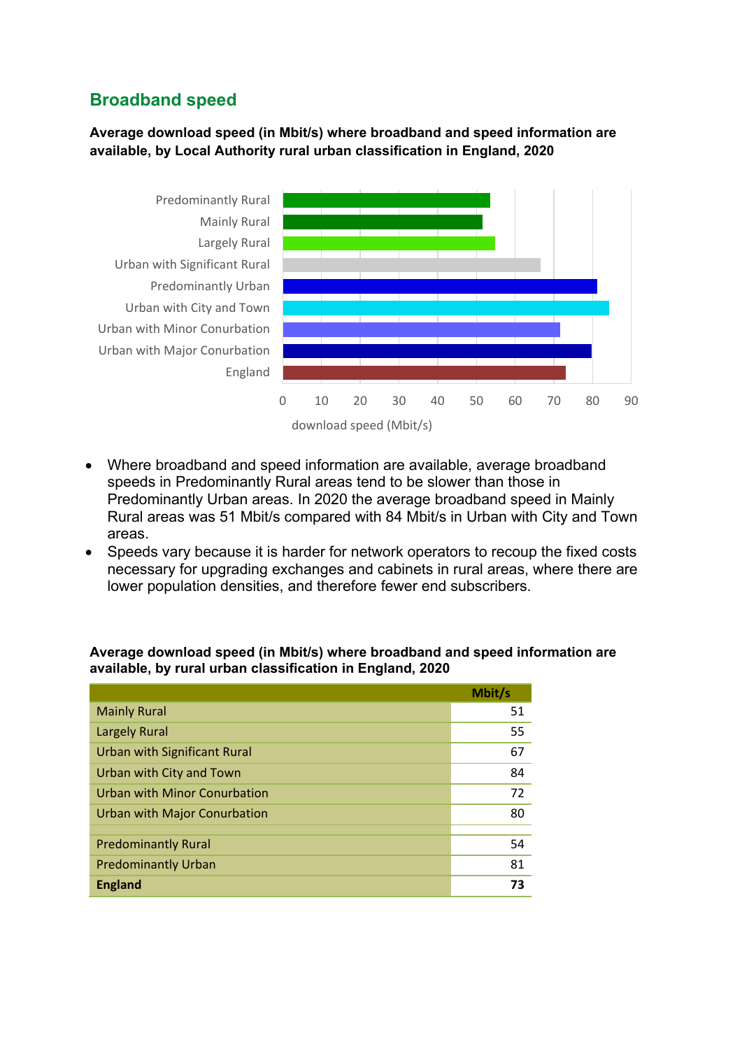## Broadband speed

**Average download speed (in Mbit/s) where broadband and speed information are available, by Local Authority rural urban classification in England, 2020**

- Where broadband and speed information are available, average broadband speeds in Predominantly Rural areas tend to be slower than those in Predominantly Urban areas. In 2020 the average broadband speed in Mainly Rural areas was 51 Mbit/s compared with 84 Mbit/s in Urban with City and Town areas.
- Speeds vary because it is harder for network operators to recoup the fixed costs necessary for upgrading exchanges and cabinets in rural areas, where there are lower population densities, and therefore fewer end subscribers.

**Average download speed (in Mbit/s) where broadband and speed information are available, by rural urban classification in England, 2020**

| | Mbit/s |
|---|---|
| Mainly Rural | 51 |
| Largely Rural | 55 |
| Urban with Significant Rural | 67 |
| Urban with City and Town | 84 |
| Urban with Minor Conurbation | 72 |
| Urban with Major Conurbation | 80 |
| | |
| Predominantly Rural | 54 |
| Predominantly Urban | 81 |
| **England** | **73** |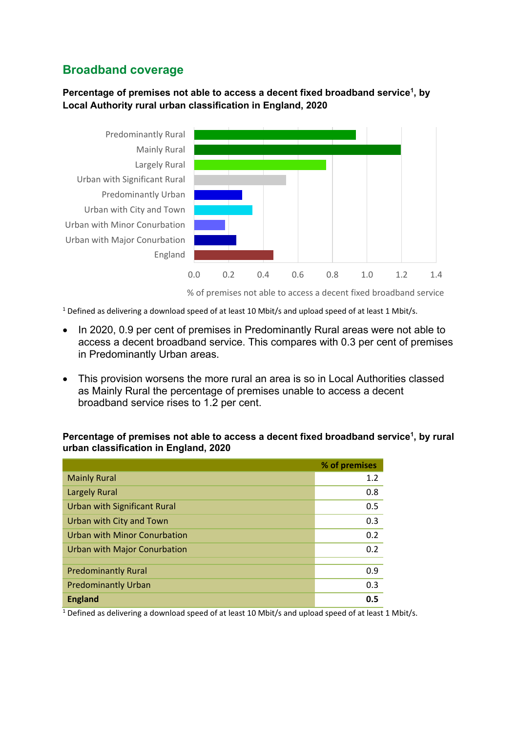## Broadband coverage

**Percentage of premises not able to access a decent fixed broadband service[1], by Local Authority rural urban classification in England, 2020**

[1] Defined as delivering a download speed of at least 10 Mbit/s and upload speed of at least 1 Mbit/s.

- In 2020, 0.9 per cent of premises in Predominantly Rural areas were not able to access a decent broadband service. This compares with 0.3 per cent of premises in Predominantly Urban areas.
- This provision worsens the more rural an area is so in Local Authorities classed as Mainly Rural the percentage of premises unable to access a decent broadband service rises to 1.2 per cent.

**Percentage of premises not able to access a decent fixed broadband service[1], by rural urban classification in England, 2020**

| | % of premises |
|---|---|
| Mainly Rural | 1.2 |
| Largely Rural | 0.8 |
| Urban with Significant Rural | 0.5 |
| Urban with City and Town | 0.3 |
| Urban with Minor Conurbation | 0.2 |
| Urban with Major Conurbation | 0.2 |
| | |
| Predominantly Rural | 0.9 |
| Predominantly Urban | 0.3 |
| **England** | **0.5** |

[1] Defined as delivering a download speed of at least 10 Mbit/s and upload speed of at least 1 Mbit/s.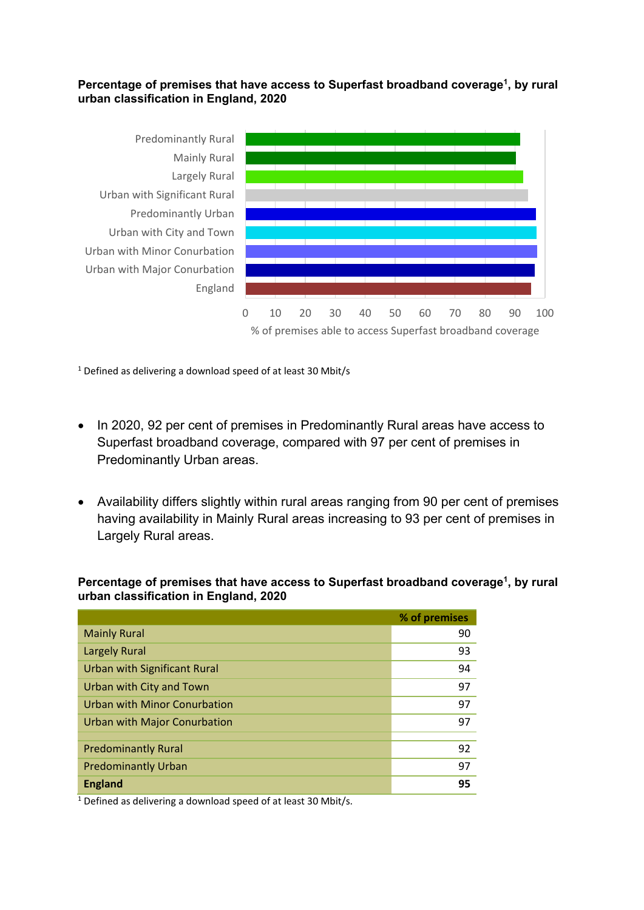**Percentage of premises that have access to Superfast broadband coverage[1], by rural urban classification in England, 2020**

[1] Defined as delivering a download speed of at least 30 Mbit/s

- In 2020, 92 per cent of premises in Predominantly Rural areas have access to Superfast broadband coverage, compared with 97 per cent of premises in Predominantly Urban areas.

- Availability differs slightly within rural areas ranging from 90 per cent of premises having availability in Mainly Rural areas increasing to 93 per cent of premises in Largely Rural areas.

**Percentage of premises that have access to Superfast broadband coverage[1], by rural urban classification in England, 2020**

| | % of premises |
|---|---:|
| Mainly Rural | 90 |
| Largely Rural | 93 |
| Urban with Significant Rural | 94 |
| Urban with City and Town | 97 |
| Urban with Minor Conurbation | 97 |
| Urban with Major Conurbation | 97 |
| | |
| Predominantly Rural | 92 |
| Predominantly Urban | 97 |
| **England** | **95** |

[1] Defined as delivering a download speed of at least 30 Mbit/s.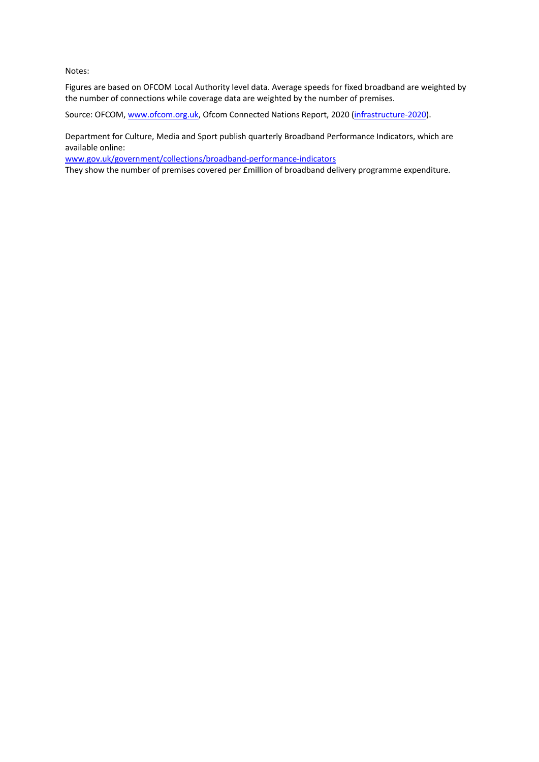Notes:

Figures are based on OFCOM Local Authority level data. Average speeds for fixed broadband are weighted by the number of connections while coverage data are weighted by the number of premises.

Source: OFCOM, www.ofcom.org.uk, Ofcom Connected Nations Report, 2020 (infrastructure-2020).

Department for Culture, Media and Sport publish quarterly Broadband Performance Indicators, which are available online:
www.gov.uk/government/collections/broadband-performance-indicators
They show the number of premises covered per £million of broadband delivery programme expenditure.